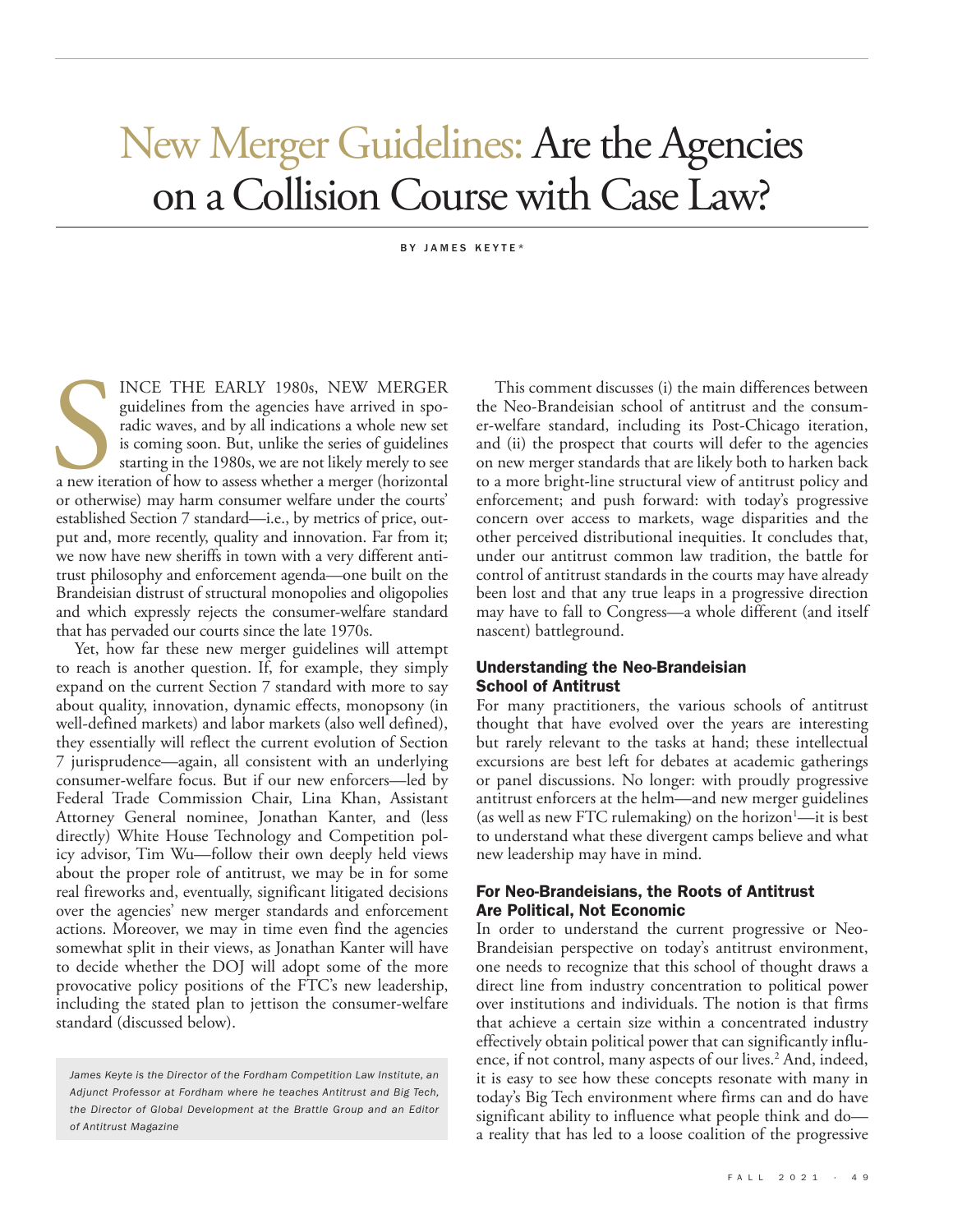# New Merger Guidelines: Are the Agencies on a Collision Course with Case Law?

BY JAMES KEYTE*

SINCE THE EARLY 1980s, NEW MERGER guidelines from the agencies have arrived in sporadic waves, and by all indications a whole new set is coming soon. But, unlike the series of guidelines starting in the 1980s, we are not likely merely to see a new iteration of how to assess whether a merger (horizontal or otherwise) may harm consumer welfare under the courts' established Section 7 standard—i.e., by metrics of price, output and, more recently, quality and innovation. Far from it; we now have new sheriffs in town with a very different antitrust philosophy and enforcement agenda—one built on the Brandeisian distrust of structural monopolies and oligopolies and which expressly rejects the consumer-welfare standard that has pervaded our courts since the late 1970s.

Yet, how far these new merger guidelines will attempt to reach is another question. If, for example, they simply expand on the current Section 7 standard with more to say about quality, innovation, dynamic effects, monopsony (in well-defined markets) and labor markets (also well defined), they essentially will reflect the current evolution of Section 7 jurisprudence—again, all consistent with an underlying consumer-welfare focus. But if our new enforcers—led by Federal Trade Commission Chair, Lina Khan, Assistant Attorney General nominee, Jonathan Kanter, and (less directly) White House Technology and Competition policy advisor, Tim Wu—follow their own deeply held views about the proper role of antitrust, we may be in for some real fireworks and, eventually, significant litigated decisions over the agencies' new merger standards and enforcement actions. Moreover, we may in time even find the agencies somewhat split in their views, as Jonathan Kanter will have to decide whether the DOJ will adopt some of the more provocative policy positions of the FTC's new leadership, including the stated plan to jettison the consumer-welfare standard (discussed below).

*James Keyte is the Director of the Fordham Competition Law Institute, an Adjunct Professor at Fordham where he teaches Antitrust and Big Tech, the Director of Global Development at the Brattle Group and an Editor of Antitrust Magazine*

This comment discusses (i) the main differences between the Neo-Brandeisian school of antitrust and the consumer-welfare standard, including its Post-Chicago iteration, and (ii) the prospect that courts will defer to the agencies on new merger standards that are likely both to harken back to a more bright-line structural view of antitrust policy and enforcement; and push forward: with today's progressive concern over access to markets, wage disparities and the other perceived distributional inequities. It concludes that, under our antitrust common law tradition, the battle for control of antitrust standards in the courts may have already been lost and that any true leaps in a progressive direction may have to fall to Congress—a whole different (and itself nascent) battleground.

## Understanding the Neo-Brandeisian School of Antitrust

For many practitioners, the various schools of antitrust thought that have evolved over the years are interesting but rarely relevant to the tasks at hand; these intellectual excursions are best left for debates at academic gatherings or panel discussions. No longer: with proudly progressive antitrust enforcers at the helm—and new merger guidelines (as well as new FTC rulemaking) on the horizon[1]—it is best to understand what these divergent camps believe and what new leadership may have in mind.

## For Neo-Brandeisians, the Roots of Antitrust Are Political, Not Economic

In order to understand the current progressive or Neo-Brandeisian perspective on today's antitrust environment, one needs to recognize that this school of thought draws a direct line from industry concentration to political power over institutions and individuals. The notion is that firms that achieve a certain size within a concentrated industry effectively obtain political power that can significantly influence, if not control, many aspects of our lives.[2] And, indeed, it is easy to see how these concepts resonate with many in today's Big Tech environment where firms can and do have significant ability to influence what people think and do—a reality that has led to a loose coalition of the progressive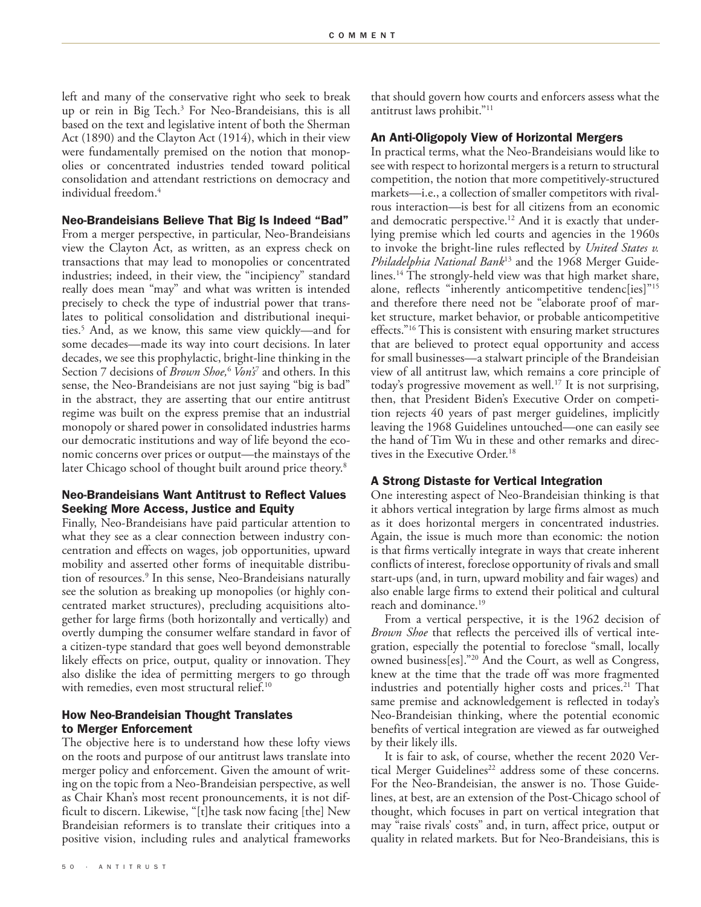left and many of the conservative right who seek to break up or rein in Big Tech.[3] For Neo-Brandeisians, this is all based on the text and legislative intent of both the Sherman Act (1890) and the Clayton Act (1914), which in their view were fundamentally premised on the notion that monopolies or concentrated industries tended toward political consolidation and attendant restrictions on democracy and individual freedom.[4]

### Neo-Brandeisians Believe That Big Is Indeed "Bad"

From a merger perspective, in particular, Neo-Brandeisians view the Clayton Act, as written, as an express check on transactions that may lead to monopolies or concentrated industries; indeed, in their view, the "incipiency" standard really does mean "may" and what was written is intended precisely to check the type of industrial power that translates to political consolidation and distributional inequities.[5] And, as we know, this same view quickly—and for some decades—made its way into court decisions. In later decades, we see this prophylactic, bright-line thinking in the Section 7 decisions of *Brown Shoe,*[6] *Von's*[7] and others. In this sense, the Neo-Brandeisians are not just saying "big is bad" in the abstract, they are asserting that our entire antitrust regime was built on the express premise that an industrial monopoly or shared power in consolidated industries harms our democratic institutions and way of life beyond the economic concerns over prices or output—the mainstays of the later Chicago school of thought built around price theory.[8]

### Neo-Brandeisians Want Antitrust to Reflect Values Seeking More Access, Justice and Equity

Finally, Neo-Brandeisians have paid particular attention to what they see as a clear connection between industry concentration and effects on wages, job opportunities, upward mobility and asserted other forms of inequitable distribution of resources.[9] In this sense, Neo-Brandeisians naturally see the solution as breaking up monopolies (or highly concentrated market structures), precluding acquisitions altogether for large firms (both horizontally and vertically) and overtly dumping the consumer welfare standard in favor of a citizen-type standard that goes well beyond demonstrable likely effects on price, output, quality or innovation. They also dislike the idea of permitting mergers to go through with remedies, even most structural relief.[10]

## How Neo-Brandeisian Thought Translates to Merger Enforcement

The objective here is to understand how these lofty views on the roots and purpose of our antitrust laws translate into merger policy and enforcement. Given the amount of writing on the topic from a Neo-Brandeisian perspective, as well as Chair Khan's most recent pronouncements, it is not difficult to discern. Likewise, "[t]he task now facing [the] New Brandeisian reformers is to translate their critiques into a positive vision, including rules and analytical frameworks that should govern how courts and enforcers assess what the antitrust laws prohibit."[11]

### An Anti-Oligopoly View of Horizontal Mergers

In practical terms, what the Neo-Brandeisians would like to see with respect to horizontal mergers is a return to structural competition, the notion that more competitively-structured markets—i.e., a collection of smaller competitors with rivalrous interaction—is best for all citizens from an economic and democratic perspective.[12] And it is exactly that underlying premise which led courts and agencies in the 1960s to invoke the bright-line rules reflected by *United States v. Philadelphia National Bank*[13] and the 1968 Merger Guidelines.[14] The strongly-held view was that high market share, alone, reflects "inherently anticompetitive tendenc[ies]"[15] and therefore there need not be "elaborate proof of market structure, market behavior, or probable anticompetitive effects."[16] This is consistent with ensuring market structures that are believed to protect equal opportunity and access for small businesses—a stalwart principle of the Brandeisian view of all antitrust law, which remains a core principle of today's progressive movement as well.[17] It is not surprising, then, that President Biden's Executive Order on competition rejects 40 years of past merger guidelines, implicitly leaving the 1968 Guidelines untouched—one can easily see the hand of Tim Wu in these and other remarks and directives in the Executive Order.[18]

### A Strong Distaste for Vertical Integration

One interesting aspect of Neo-Brandeisian thinking is that it abhors vertical integration by large firms almost as much as it does horizontal mergers in concentrated industries. Again, the issue is much more than economic: the notion is that firms vertically integrate in ways that create inherent conflicts of interest, foreclose opportunity of rivals and small start-ups (and, in turn, upward mobility and fair wages) and also enable large firms to extend their political and cultural reach and dominance.[19]

From a vertical perspective, it is the 1962 decision of *Brown Shoe* that reflects the perceived ills of vertical integration, especially the potential to foreclose "small, locally owned business[es]."[20] And the Court, as well as Congress, knew at the time that the trade off was more fragmented industries and potentially higher costs and prices.[21] That same premise and acknowledgement is reflected in today's Neo-Brandeisian thinking, where the potential economic benefits of vertical integration are viewed as far outweighed by their likely ills.

It is fair to ask, of course, whether the recent 2020 Vertical Merger Guidelines[22] address some of these concerns. For the Neo-Brandeisian, the answer is no. Those Guidelines, at best, are an extension of the Post-Chicago school of thought, which focuses in part on vertical integration that may "raise rivals' costs" and, in turn, affect price, output or quality in related markets. But for Neo-Brandeisians, this is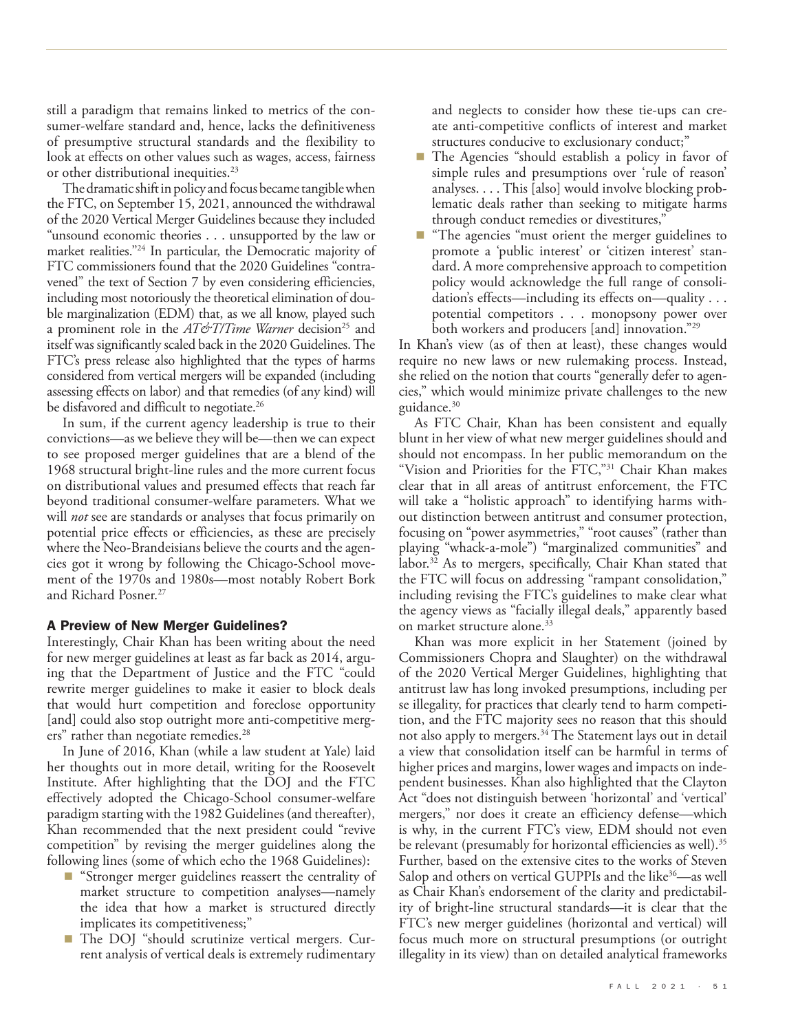still a paradigm that remains linked to metrics of the consumer-welfare standard and, hence, lacks the definitiveness of presumptive structural standards and the flexibility to look at effects on other values such as wages, access, fairness or other distributional inequities.[23]

The dramatic shift in policy and focus became tangible when the FTC, on September 15, 2021, announced the withdrawal of the 2020 Vertical Merger Guidelines because they included "unsound economic theories . . . unsupported by the law or market realities."[24] In particular, the Democratic majority of FTC commissioners found that the 2020 Guidelines "contravened" the text of Section 7 by even considering efficiencies, including most notoriously the theoretical elimination of double marginalization (EDM) that, as we all know, played such a prominent role in the *AT&T/Time Warner* decision[25] and itself was significantly scaled back in the 2020 Guidelines. The FTC's press release also highlighted that the types of harms considered from vertical mergers will be expanded (including assessing effects on labor) and that remedies (of any kind) will be disfavored and difficult to negotiate.[26]

In sum, if the current agency leadership is true to their convictions—as we believe they will be—then we can expect to see proposed merger guidelines that are a blend of the 1968 structural bright-line rules and the more current focus on distributional values and presumed effects that reach far beyond traditional consumer-welfare parameters. What we will *not* see are standards or analyses that focus primarily on potential price effects or efficiencies, as these are precisely where the Neo-Brandeisians believe the courts and the agencies got it wrong by following the Chicago-School movement of the 1970s and 1980s—most notably Robert Bork and Richard Posner.[27]

## A Preview of New Merger Guidelines?

Interestingly, Chair Khan has been writing about the need for new merger guidelines at least as far back as 2014, arguing that the Department of Justice and the FTC "could rewrite merger guidelines to make it easier to block deals that would hurt competition and foreclose opportunity [and] could also stop outright more anti-competitive mergers" rather than negotiate remedies.[28]

In June of 2016, Khan (while a law student at Yale) laid her thoughts out in more detail, writing for the Roosevelt Institute. After highlighting that the DOJ and the FTC effectively adopted the Chicago-School consumer-welfare paradigm starting with the 1982 Guidelines (and thereafter), Khan recommended that the next president could "revive competition" by revising the merger guidelines along the following lines (some of which echo the 1968 Guidelines):

- "Stronger merger guidelines reassert the centrality of market structure to competition analyses—namely the idea that how a market is structured directly implicates its competitiveness;"
- The DOJ "should scrutinize vertical mergers. Current analysis of vertical deals is extremely rudimentary and neglects to consider how these tie-ups can create anti-competitive conflicts of interest and market structures conducive to exclusionary conduct;"
- The Agencies "should establish a policy in favor of simple rules and presumptions over 'rule of reason' analyses. . . . This [also] would involve blocking problematic deals rather than seeking to mitigate harms through conduct remedies or divestitures,"
- "The agencies "must orient the merger guidelines to promote a 'public interest' or 'citizen interest' standard. A more comprehensive approach to competition policy would acknowledge the full range of consolidation's effects—including its effects on—quality . . . potential competitors . . . monopsony power over both workers and producers [and] innovation."[29]

In Khan's view (as of then at least), these changes would require no new laws or new rulemaking process. Instead, she relied on the notion that courts "generally defer to agencies," which would minimize private challenges to the new guidance.[30]

As FTC Chair, Khan has been consistent and equally blunt in her view of what new merger guidelines should and should not encompass. In her public memorandum on the "Vision and Priorities for the FTC,"[31] Chair Khan makes clear that in all areas of antitrust enforcement, the FTC will take a "holistic approach" to identifying harms without distinction between antitrust and consumer protection, focusing on "power asymmetries," "root causes" (rather than playing "whack-a-mole") "marginalized communities" and labor.[32] As to mergers, specifically, Chair Khan stated that the FTC will focus on addressing "rampant consolidation," including revising the FTC's guidelines to make clear what the agency views as "facially illegal deals," apparently based on market structure alone.[33]

Khan was more explicit in her Statement (joined by Commissioners Chopra and Slaughter) on the withdrawal of the 2020 Vertical Merger Guidelines, highlighting that antitrust law has long invoked presumptions, including per se illegality, for practices that clearly tend to harm competition, and the FTC majority sees no reason that this should not also apply to mergers.[34] The Statement lays out in detail a view that consolidation itself can be harmful in terms of higher prices and margins, lower wages and impacts on independent businesses. Khan also highlighted that the Clayton Act "does not distinguish between 'horizontal' and 'vertical' mergers," nor does it create an efficiency defense—which is why, in the current FTC's view, EDM should not even be relevant (presumably for horizontal efficiencies as well).[35] Further, based on the extensive cites to the works of Steven Salop and others on vertical GUPPIs and the like[36]—as well as Chair Khan's endorsement of the clarity and predictability of bright-line structural standards—it is clear that the FTC's new merger guidelines (horizontal and vertical) will focus much more on structural presumptions (or outright illegality in its view) than on detailed analytical frameworks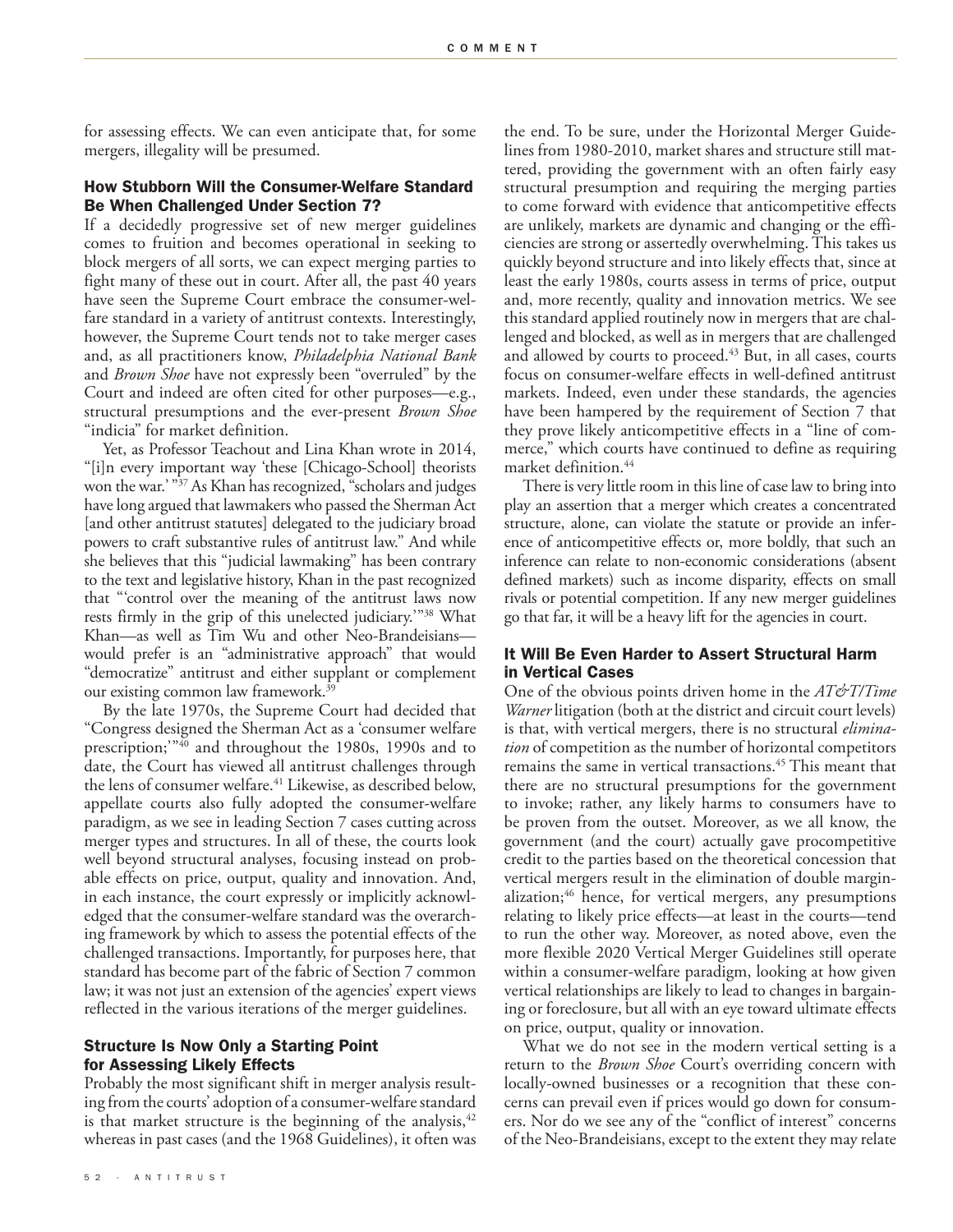for assessing effects. We can even anticipate that, for some mergers, illegality will be presumed.

## How Stubborn Will the Consumer-Welfare Standard Be When Challenged Under Section 7?

If a decidedly progressive set of new merger guidelines comes to fruition and becomes operational in seeking to block mergers of all sorts, we can expect merging parties to fight many of these out in court. After all, the past 40 years have seen the Supreme Court embrace the consumer-welfare standard in a variety of antitrust contexts. Interestingly, however, the Supreme Court tends not to take merger cases and, as all practitioners know, *Philadelphia National Bank* and *Brown Shoe* have not expressly been "overruled" by the Court and indeed are often cited for other purposes—e.g., structural presumptions and the ever-present *Brown Shoe* "indicia" for market definition.

Yet, as Professor Teachout and Lina Khan wrote in 2014, "[i]n every important way 'these [Chicago-School] theorists won the war.'"[37] As Khan has recognized, "scholars and judges have long argued that lawmakers who passed the Sherman Act [and other antitrust statutes] delegated to the judiciary broad powers to craft substantive rules of antitrust law." And while she believes that this "judicial lawmaking" has been contrary to the text and legislative history, Khan in the past recognized that "'control over the meaning of the antitrust laws now rests firmly in the grip of this unelected judiciary.'"[38] What Khan—as well as Tim Wu and other Neo-Brandeisians—would prefer is an "administrative approach" that would "democratize" antitrust and either supplant or complement our existing common law framework.[39]

By the late 1970s, the Supreme Court had decided that "Congress designed the Sherman Act as a 'consumer welfare prescription;'"[40] and throughout the 1980s, 1990s and to date, the Court has viewed all antitrust challenges through the lens of consumer welfare.[41] Likewise, as described below, appellate courts also fully adopted the consumer-welfare paradigm, as we see in leading Section 7 cases cutting across merger types and structures. In all of these, the courts look well beyond structural analyses, focusing instead on probable effects on price, output, quality and innovation. And, in each instance, the court expressly or implicitly acknowledged that the consumer-welfare standard was the overarching framework by which to assess the potential effects of the challenged transactions. Importantly, for purposes here, that standard has become part of the fabric of Section 7 common law; it was not just an extension of the agencies' expert views reflected in the various iterations of the merger guidelines.

## Structure Is Now Only a Starting Point for Assessing Likely Effects

Probably the most significant shift in merger analysis resulting from the courts' adoption of a consumer-welfare standard is that market structure is the beginning of the analysis,[42] whereas in past cases (and the 1968 Guidelines), it often was the end. To be sure, under the Horizontal Merger Guidelines from 1980-2010, market shares and structure still mattered, providing the government with an often fairly easy structural presumption and requiring the merging parties to come forward with evidence that anticompetitive effects are unlikely, markets are dynamic and changing or the efficiencies are strong or assertedly overwhelming. This takes us quickly beyond structure and into likely effects that, since at least the early 1980s, courts assess in terms of price, output and, more recently, quality and innovation metrics. We see this standard applied routinely now in mergers that are challenged and blocked, as well as in mergers that are challenged and allowed by courts to proceed.[43] But, in all cases, courts focus on consumer-welfare effects in well-defined antitrust markets. Indeed, even under these standards, the agencies have been hampered by the requirement of Section 7 that they prove likely anticompetitive effects in a "line of commerce," which courts have continued to define as requiring market definition.[44]

There is very little room in this line of case law to bring into play an assertion that a merger which creates a concentrated structure, alone, can violate the statute or provide an inference of anticompetitive effects or, more boldly, that such an inference can relate to non-economic considerations (absent defined markets) such as income disparity, effects on small rivals or potential competition. If any new merger guidelines go that far, it will be a heavy lift for the agencies in court.

## It Will Be Even Harder to Assert Structural Harm in Vertical Cases

One of the obvious points driven home in the *AT&T/Time Warner* litigation (both at the district and circuit court levels) is that, with vertical mergers, there is no structural *elimination* of competition as the number of horizontal competitors remains the same in vertical transactions.[45] This meant that there are no structural presumptions for the government to invoke; rather, any likely harms to consumers have to be proven from the outset. Moreover, as we all know, the government (and the court) actually gave procompetitive credit to the parties based on the theoretical concession that vertical mergers result in the elimination of double marginalization;[46] hence, for vertical mergers, any presumptions relating to likely price effects—at least in the courts—tend to run the other way. Moreover, as noted above, even the more flexible 2020 Vertical Merger Guidelines still operate within a consumer-welfare paradigm, looking at how given vertical relationships are likely to lead to changes in bargaining or foreclosure, but all with an eye toward ultimate effects on price, output, quality or innovation.

What we do not see in the modern vertical setting is a return to the *Brown Shoe* Court's overriding concern with locally-owned businesses or a recognition that these concerns can prevail even if prices would go down for consumers. Nor do we see any of the "conflict of interest" concerns of the Neo-Brandeisians, except to the extent they may relate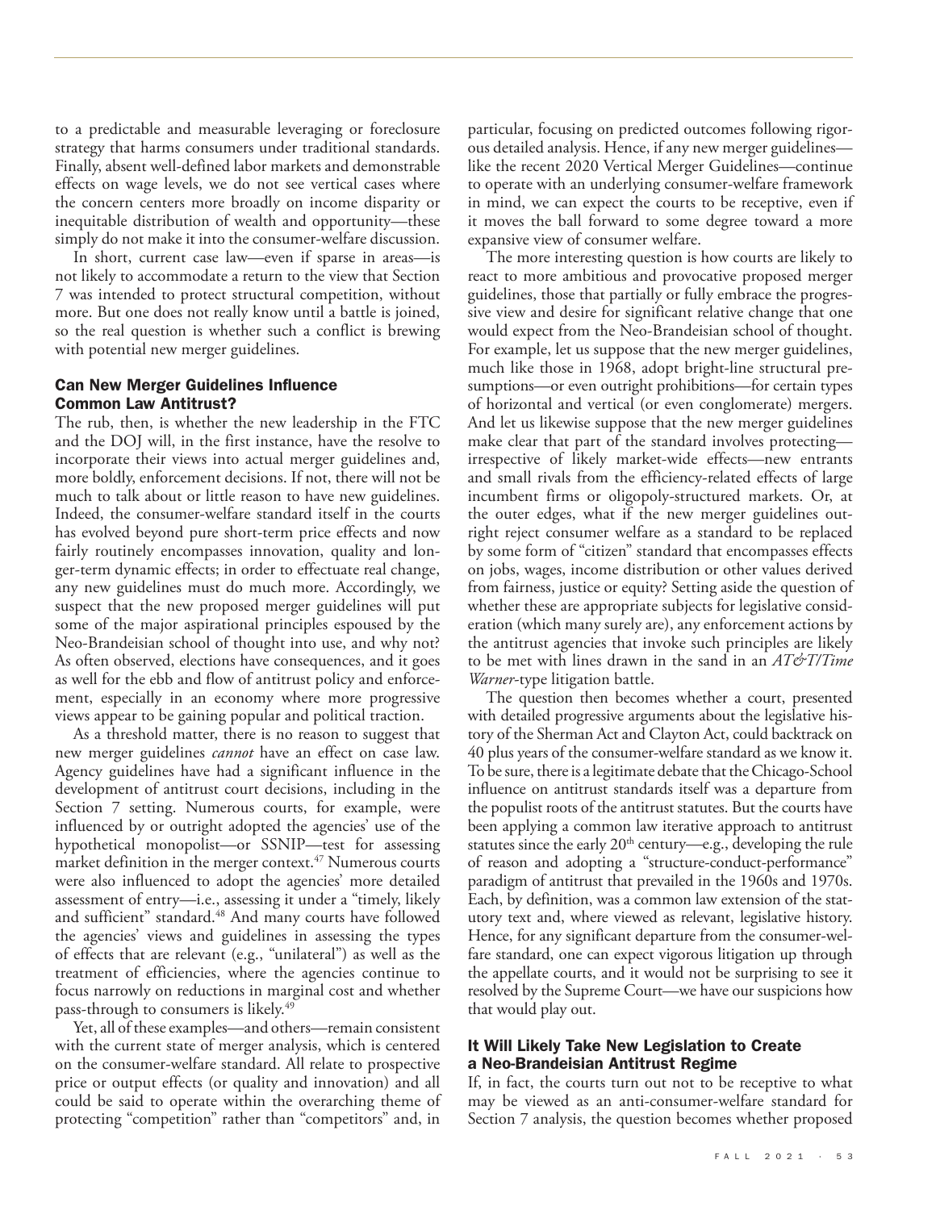to a predictable and measurable leveraging or foreclosure strategy that harms consumers under traditional standards. Finally, absent well-defined labor markets and demonstrable effects on wage levels, we do not see vertical cases where the concern centers more broadly on income disparity or inequitable distribution of wealth and opportunity—these simply do not make it into the consumer-welfare discussion.

In short, current case law—even if sparse in areas—is not likely to accommodate a return to the view that Section 7 was intended to protect structural competition, without more. But one does not really know until a battle is joined, so the real question is whether such a conflict is brewing with potential new merger guidelines.

## Can New Merger Guidelines Influence Common Law Antitrust?

The rub, then, is whether the new leadership in the FTC and the DOJ will, in the first instance, have the resolve to incorporate their views into actual merger guidelines and, more boldly, enforcement decisions. If not, there will not be much to talk about or little reason to have new guidelines. Indeed, the consumer-welfare standard itself in the courts has evolved beyond pure short-term price effects and now fairly routinely encompasses innovation, quality and longer-term dynamic effects; in order to effectuate real change, any new guidelines must do much more. Accordingly, we suspect that the new proposed merger guidelines will put some of the major aspirational principles espoused by the Neo-Brandeisian school of thought into use, and why not? As often observed, elections have consequences, and it goes as well for the ebb and flow of antitrust policy and enforcement, especially in an economy where more progressive views appear to be gaining popular and political traction.

As a threshold matter, there is no reason to suggest that new merger guidelines *cannot* have an effect on case law. Agency guidelines have had a significant influence in the development of antitrust court decisions, including in the Section 7 setting. Numerous courts, for example, were influenced by or outright adopted the agencies' use of the hypothetical monopolist—or SSNIP—test for assessing market definition in the merger context.[47] Numerous courts were also influenced to adopt the agencies' more detailed assessment of entry—i.e., assessing it under a "timely, likely and sufficient" standard.[48] And many courts have followed the agencies' views and guidelines in assessing the types of effects that are relevant (e.g., "unilateral") as well as the treatment of efficiencies, where the agencies continue to focus narrowly on reductions in marginal cost and whether pass-through to consumers is likely.[49]

Yet, all of these examples—and others—remain consistent with the current state of merger analysis, which is centered on the consumer-welfare standard. All relate to prospective price or output effects (or quality and innovation) and all could be said to operate within the overarching theme of protecting "competition" rather than "competitors" and, in particular, focusing on predicted outcomes following rigorous detailed analysis. Hence, if any new merger guidelines—like the recent 2020 Vertical Merger Guidelines—continue to operate with an underlying consumer-welfare framework in mind, we can expect the courts to be receptive, even if it moves the ball forward to some degree toward a more expansive view of consumer welfare.

The more interesting question is how courts are likely to react to more ambitious and provocative proposed merger guidelines, those that partially or fully embrace the progressive view and desire for significant relative change that one would expect from the Neo-Brandeisian school of thought. For example, let us suppose that the new merger guidelines, much like those in 1968, adopt bright-line structural presumptions—or even outright prohibitions—for certain types of horizontal and vertical (or even conglomerate) mergers. And let us likewise suppose that the new merger guidelines make clear that part of the standard involves protecting—irrespective of likely market-wide effects—new entrants and small rivals from the efficiency-related effects of large incumbent firms or oligopoly-structured markets. Or, at the outer edges, what if the new merger guidelines outright reject consumer welfare as a standard to be replaced by some form of "citizen" standard that encompasses effects on jobs, wages, income distribution or other values derived from fairness, justice or equity? Setting aside the question of whether these are appropriate subjects for legislative consideration (which many surely are), any enforcement actions by the antitrust agencies that invoke such principles are likely to be met with lines drawn in the sand in an *AT&T/Time Warner*-type litigation battle.

The question then becomes whether a court, presented with detailed progressive arguments about the legislative history of the Sherman Act and Clayton Act, could backtrack on 40 plus years of the consumer-welfare standard as we know it. To be sure, there is a legitimate debate that the Chicago-School influence on antitrust standards itself was a departure from the populist roots of the antitrust statutes. But the courts have been applying a common law iterative approach to antitrust statutes since the early 20th century—e.g., developing the rule of reason and adopting a "structure-conduct-performance" paradigm of antitrust that prevailed in the 1960s and 1970s. Each, by definition, was a common law extension of the statutory text and, where viewed as relevant, legislative history. Hence, for any significant departure from the consumer-welfare standard, one can expect vigorous litigation up through the appellate courts, and it would not be surprising to see it resolved by the Supreme Court—we have our suspicions how that would play out.

## It Will Likely Take New Legislation to Create a Neo-Brandeisian Antitrust Regime

If, in fact, the courts turn out not to be receptive to what may be viewed as an anti-consumer-welfare standard for Section 7 analysis, the question becomes whether proposed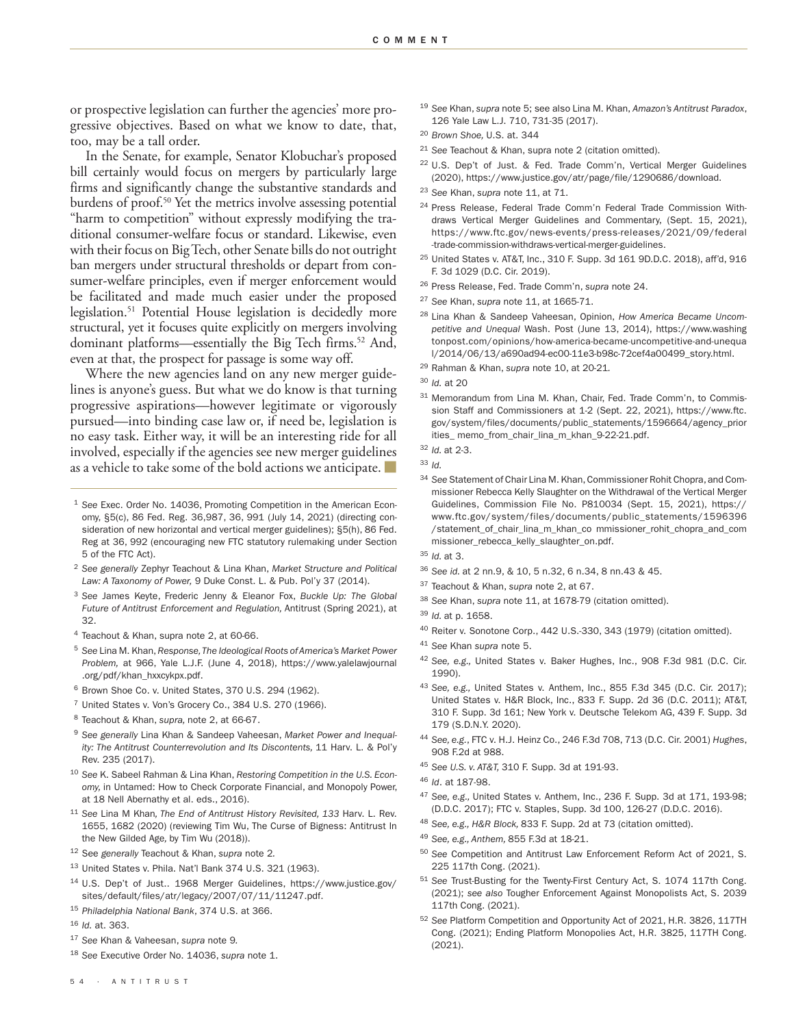or prospective legislation can further the agencies' more progressive objectives. Based on what we know to date, that, too, may be a tall order.

In the Senate, for example, Senator Klobuchar's proposed bill certainly would focus on mergers by particularly large firms and significantly change the substantive standards and burdens of proof.[50] Yet the metrics involve assessing potential "harm to competition" without expressly modifying the traditional consumer-welfare focus or standard. Likewise, even with their focus on Big Tech, other Senate bills do not outright ban mergers under structural thresholds or depart from consumer-welfare principles, even if merger enforcement would be facilitated and made much easier under the proposed legislation.[51] Potential House legislation is decidedly more structural, yet it focuses quite explicitly on mergers involving dominant platforms—essentially the Big Tech firms.[52] And, even at that, the prospect for passage is some way off.

Where the new agencies land on any new merger guidelines is anyone's guess. But what we do know is that turning progressive aspirations—however legitimate or vigorously pursued—into binding case law or, if need be, legislation is no easy task. Either way, it will be an interesting ride for all involved, especially if the agencies see new merger guidelines as a vehicle to take some of the bold actions we anticipate. ■

---

[1] *See* Exec. Order No. 14036, Promoting Competition in the American Economy, §5(c), 86 Fed. Reg. 36,987, 36, 991 (July 14, 2021) (directing consideration of new horizontal and vertical merger guidelines); §5(h), 86 Fed. Reg at 36, 992 (encouraging new FTC statutory rulemaking under Section 5 of the FTC Act).

[2] *See generally* Zephyr Teachout & Lina Khan, *Market Structure and Political Law: A Taxonomy of Power,* 9 Duke Const. L. & Pub. Pol'y 37 (2014).

[3] *See* James Keyte, Frederic Jenny & Eleanor Fox, *Buckle Up: The Global Future of Antitrust Enforcement and Regulation,* Antitrust (Spring 2021), at 32.

[4] Teachout & Khan, supra note 2, at 60-66.

[5] *See* Lina M. Khan, *Response, The Ideological Roots of America's Market Power Problem,* at 966, Yale L.J.F. (June 4, 2018), https://www.yalelawjournal.org/pdf/khan_hxxcykpx.pdf.

[6] Brown Shoe Co. v. United States, 370 U.S. 294 (1962).

[7] United States v. Von's Grocery Co., 384 U.S. 270 (1966).

[8] Teachout & Khan, *supra,* note 2, at 66-67.

[9] *See generally* Lina Khan & Sandeep Vaheesan, *Market Power and Inequality: The Antitrust Counterrevolution and Its Discontents,* 11 Harv. L. & Pol'y Rev. 235 (2017).

[10] *See* K. Sabeel Rahman & Lina Khan, *Restoring Competition in the U.S. Economy,* in Untamed: How to Check Corporate Financial, and Monopoly Power, at 18 Nell Abernathy et al. eds., 2016).

[11] *See* Lina M Khan, *The End of Antitrust History Revisited, 133* Harv. L. Rev. 1655, 1682 (2020) (reviewing Tim Wu, The Curse of Bigness: Antitrust In the New Gilded Age, by Tim Wu (2018)).

[12] See *generally* Teachout & Khan, *supra* note 2.

[13] United States v. Phila. Nat'l Bank 374 U.S. 321 (1963).

[14] U.S. Dep't of Just.. 1968 Merger Guidelines, https://www.justice.gov/sites/default/files/atr/legacy/2007/07/11/11247.pdf.

[15] *Philadelphia National Bank*, 374 U.S. at 366.

[16] *Id.* at. 363.

[17] *See* Khan & Vaheesan, *supra* note 9.

[18] *See* Executive Order No. 14036, *supra* note 1.

[19] *See* Khan, *supra* note 5; see also Lina M. Khan, *Amazon's Antitrust Paradox*, 126 Yale Law L.J. 710, 731-35 (2017).

[20] *Brown Shoe,* U.S. at. 344

[21] *See* Teachout & Khan, supra note 2 (citation omitted).

[22] U.S. Dep't of Just. & Fed. Trade Comm'n, Vertical Merger Guidelines (2020), https://www.justice.gov/atr/page/file/1290686/download.

[23] *See* Khan, *supra* note 11, at 71.

[24] Press Release, Federal Trade Comm'n Federal Trade Commission Withdraws Vertical Merger Guidelines and Commentary, (Sept. 15, 2021), https://www.ftc.gov/news-events/press-releases/2021/09/federal-trade-commission-withdraws-vertical-merger-guidelines.

[25] United States v. AT&T, Inc., 310 F. Supp. 3d 161 9D.D.C. 2018), aff'd, 916 F. 3d 1029 (D.C. Cir. 2019).

[26] Press Release, Fed. Trade Comm'n, *supra* note 24.

[27] *See* Khan, *supra* note 11, at 1665-71.

[28] Lina Khan & Sandeep Vaheesan, Opinion, *How America Became Uncompetitive and Unequal* Wash. Post (June 13, 2014), https://www.washingtonpost.com/opinions/how-america-became-uncompetitive-and-unequal/2014/06/13/a690ad94-ec00-11e3-b98c-72cef4a00499_story.html.

[29] Rahman & Khan, *supra* note 10, at 20-21.

[30] *Id.* at 20

[31] Memorandum from Lina M. Khan, Chair, Fed. Trade Comm'n, to Commission Staff and Commissioners at 1-2 (Sept. 22, 2021), https://www.ftc.gov/system/files/documents/public_statements/1596664/agency_priorities_ memo_from_chair_lina_m_khan_9-22-21.pdf.

[32] *Id.* at 2-3.

[33] *Id.*

[34] *See* Statement of Chair Lina M. Khan, Commissioner Rohit Chopra, and Commissioner Rebecca Kelly Slaughter on the Withdrawal of the Vertical Merger Guidelines, Commission File No. P810034 (Sept. 15, 2021), https://www.ftc.gov/system/files/documents/public_statements/1596396/statement_of_chair_lina_m_khan_co mmissioner_rohit_chopra_and_commissioner_rebecca_kelly_slaughter_on.pdf.

[35] *Id.* at 3.

[36] *See id.* at 2 nn.9, & 10, 5 n.32, 6 n.34, 8 nn.43 & 45.

[37] Teachout & Khan, *supra* note 2, at 67.

[38] *See* Khan, *supra* note 11, at 1678-79 (citation omitted).

[39] *Id.* at p. 1658.

[40] Reiter v. Sonotone Corp., 442 U.S.-330, 343 (1979) (citation omitted).

[41] *See* Khan *supra* note 5.

[42] *See, e.g.,* United States v. Baker Hughes, Inc., 908 F.3d 981 (D.C. Cir. 1990).

[43] *See, e.g.,* United States v. Anthem, Inc., 855 F.3d 345 (D.C. Cir. 2017); United States v. H&R Block, Inc., 833 F. Supp. 2d 36 (D.C. 2011); AT&T, 310 F. Supp. 3d 161; New York v. Deutsche Telekom AG, 439 F. Supp. 3d 179 (S.D.N.Y. 2020).

[44] *See, e.g.*, FTC v. H.J. Heinz Co., 246 F.3d 708, 713 (D.C. Cir. 2001) *Hughes*, 908 F.2d at 988.

[45] *See U.S. v. AT&T,* 310 F. Supp. 3d at 191-93.

[46] *Id*. at 187-98.

[47] *See, e.g.,* United States v. Anthem, Inc., 236 F. Supp. 3d at 171, 193-98; (D.D.C. 2017); FTC v. Staples, Supp. 3d 100, 126-27 (D.D.C. 2016).

[48] *See, e.g., H&R Block,* 833 F. Supp. 2d at 73 (citation omitted).

[49] *See, e.g., Anthem,* 855 F.3d at 18-21.

[50] *See* Competition and Antitrust Law Enforcement Reform Act of 2021, S. 225 117th Cong. (2021).

[51] *See* Trust-Busting for the Twenty-First Century Act, S. 1074 117th Cong. (2021); *see also* Tougher Enforcement Against Monopolists Act, S. 2039 117th Cong. (2021).

[52] *See* Platform Competition and Opportunity Act of 2021, H.R. 3826, 117TH Cong. (2021); Ending Platform Monopolies Act, H.R. 3825, 117TH Cong. (2021).